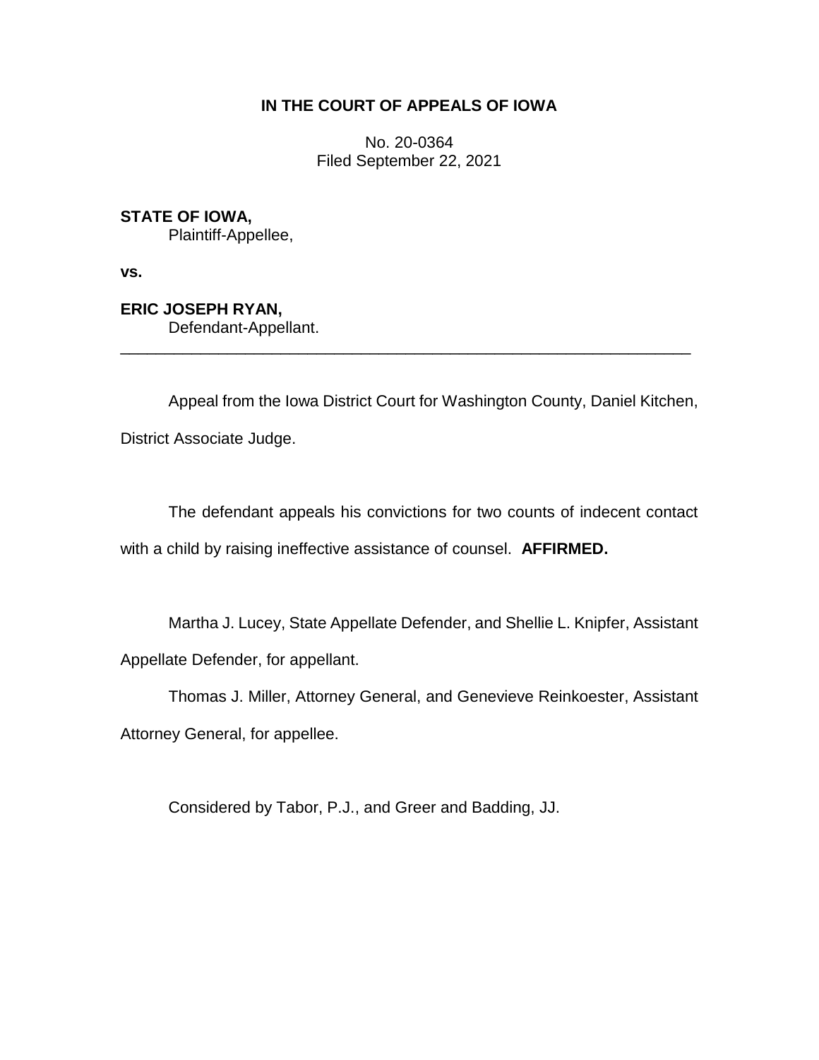# IN THE COURT OF APPEALS OF IOWA

No. 20-0364
Filed September 22, 2021

**STATE OF IOWA,**
Plaintiff-Appellee,

**vs.**

**ERIC JOSEPH RYAN,**
Defendant-Appellant.

---

Appeal from the Iowa District Court for Washington County, Daniel Kitchen, District Associate Judge.

The defendant appeals his convictions for two counts of indecent contact with a child by raising ineffective assistance of counsel. **AFFIRMED.**

Martha J. Lucey, State Appellate Defender, and Shellie L. Knipfer, Assistant Appellate Defender, for appellant.

Thomas J. Miller, Attorney General, and Genevieve Reinkoester, Assistant Attorney General, for appellee.

Considered by Tabor, P.J., and Greer and Badding, JJ.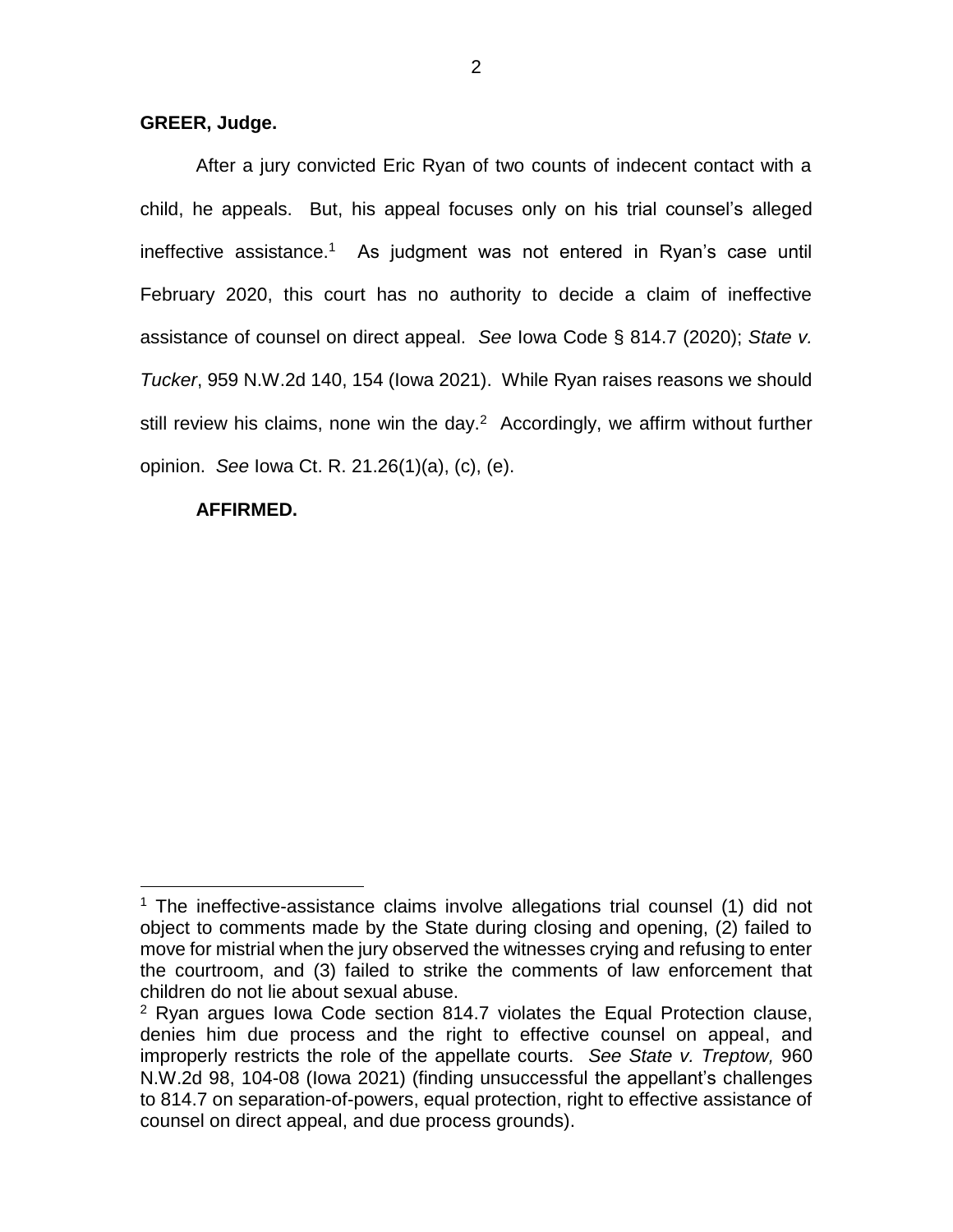**GREER, Judge.**

After a jury convicted Eric Ryan of two counts of indecent contact with a child, he appeals. But, his appeal focuses only on his trial counsel's alleged ineffective assistance.[1] As judgment was not entered in Ryan's case until February 2020, this court has no authority to decide a claim of ineffective assistance of counsel on direct appeal. *See* Iowa Code § 814.7 (2020); *State v. Tucker*, 959 N.W.2d 140, 154 (Iowa 2021). While Ryan raises reasons we should still review his claims, none win the day.[2] Accordingly, we affirm without further opinion. *See* Iowa Ct. R. 21.26(1)(a), (c), (e).

**AFFIRMED.**

---

[1] The ineffective-assistance claims involve allegations trial counsel (1) did not object to comments made by the State during closing and opening, (2) failed to move for mistrial when the jury observed the witnesses crying and refusing to enter the courtroom, and (3) failed to strike the comments of law enforcement that children do not lie about sexual abuse.

[2] Ryan argues Iowa Code section 814.7 violates the Equal Protection clause, denies him due process and the right to effective counsel on appeal, and improperly restricts the role of the appellate courts. *See State v. Treptow,* 960 N.W.2d 98, 104-08 (Iowa 2021) (finding unsuccessful the appellant's challenges to 814.7 on separation-of-powers, equal protection, right to effective assistance of counsel on direct appeal, and due process grounds).